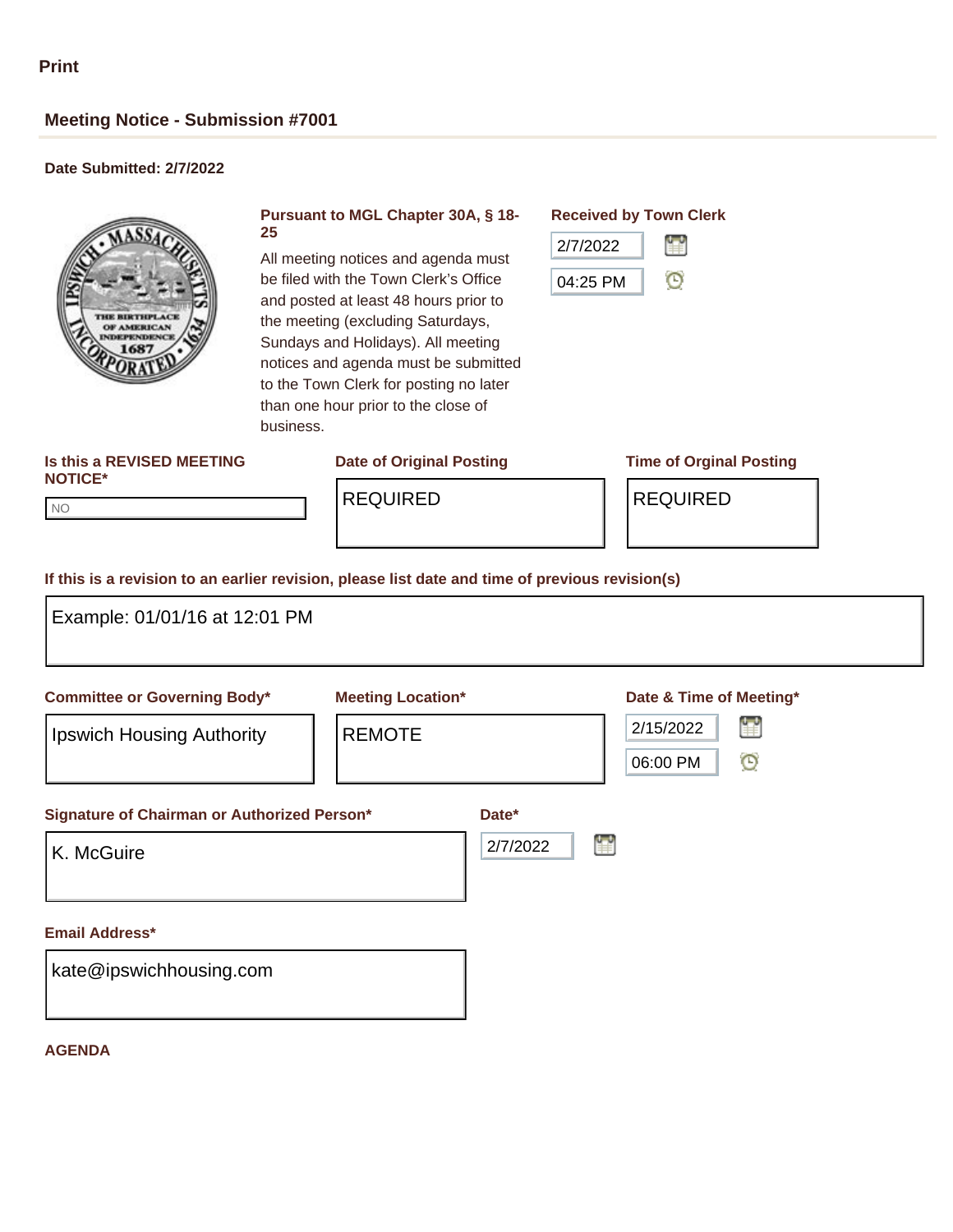Print

## Meeting Notice - Submission #7001

**Date Submitted: 2/7/2022**

**Pursuant to MGL Chapter 30A, § 18-25**

All meeting notices and agenda must be filed with the Town Clerk's Office and posted at least 48 hours prior to the meeting (excluding Saturdays, Sundays and Holidays). All meeting notices and agenda must be submitted to the Town Clerk for posting no later than one hour prior to the close of business.

**Received by Town Clerk**

2/7/2022

04:25 PM

**Is this a REVISED MEETING NOTICE***

NO

**Date of Original Posting**

REQUIRED

**Time of Orginal Posting**

REQUIRED

**If this is a revision to an earlier revision, please list date and time of previous revision(s)**

Example: 01/01/16 at 12:01 PM

**Committee or Governing Body***

Ipswich Housing Authority

**Meeting Location***

REMOTE

**Date & Time of Meeting***

2/15/2022

06:00 PM

**Signature of Chairman or Authorized Person***

K. McGuire

**Date***

2/7/2022

**Email Address***

kate@ipswichhousing.com

**AGENDA**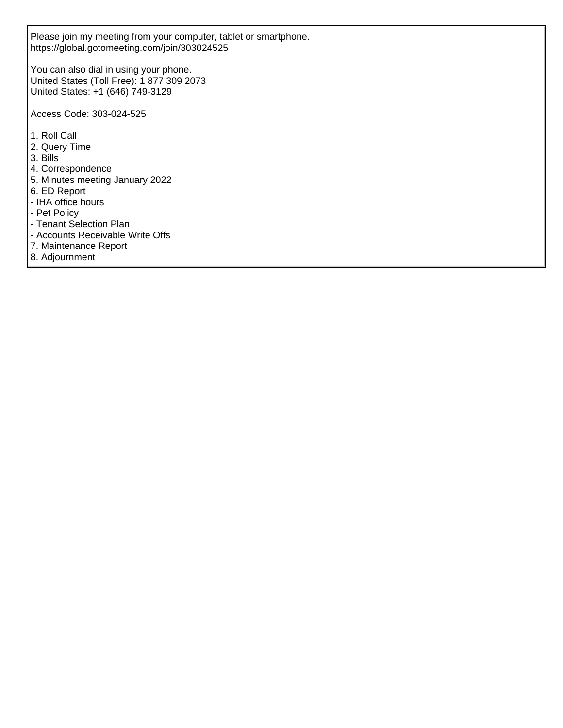Please join my meeting from your computer, tablet or smartphone.
https://global.gotomeeting.com/join/303024525

You can also dial in using your phone.
United States (Toll Free): 1 877 309 2073
United States: +1 (646) 749-3129

Access Code: 303-024-525

1. Roll Call
2. Query Time
3. Bills
4. Correspondence
5. Minutes meeting January 2022
6. ED Report
   - IHA office hours
   - Pet Policy
   - Tenant Selection Plan
   - Accounts Receivable Write Offs
7. Maintenance Report
8. Adjournment